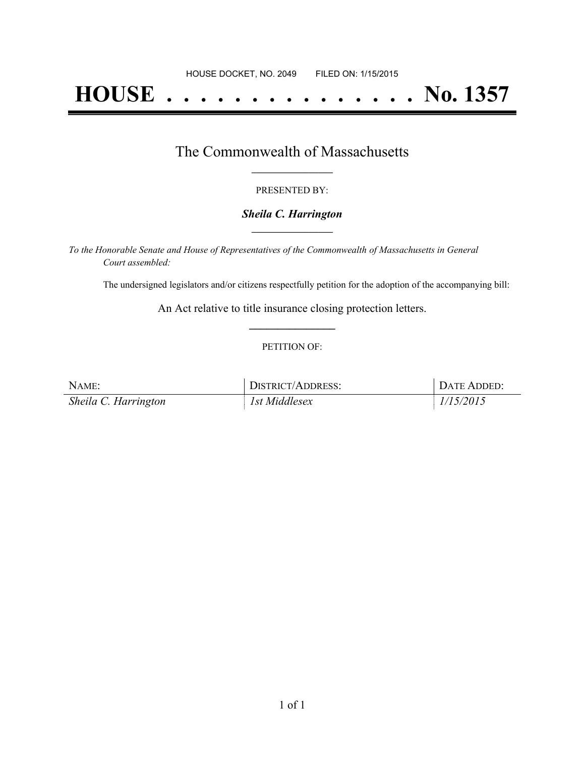HOUSE DOCKET, NO. 2049        FILED ON: 1/15/2015

# HOUSE . . . . . . . . . . . . . . . No. 1357

## The Commonwealth of Massachusetts

PRESENTED BY:

***Sheila C. Harrington***

*To the Honorable Senate and House of Representatives of the Commonwealth of Massachusetts in General Court assembled:*

The undersigned legislators and/or citizens respectfully petition for the adoption of the accompanying bill:

An Act relative to title insurance closing protection letters.

PETITION OF:

| NAME: | DISTRICT/ADDRESS: | DATE ADDED: |
|---|---|---|
| *Sheila C. Harrington* | *1st Middlesex* | *1/15/2015* |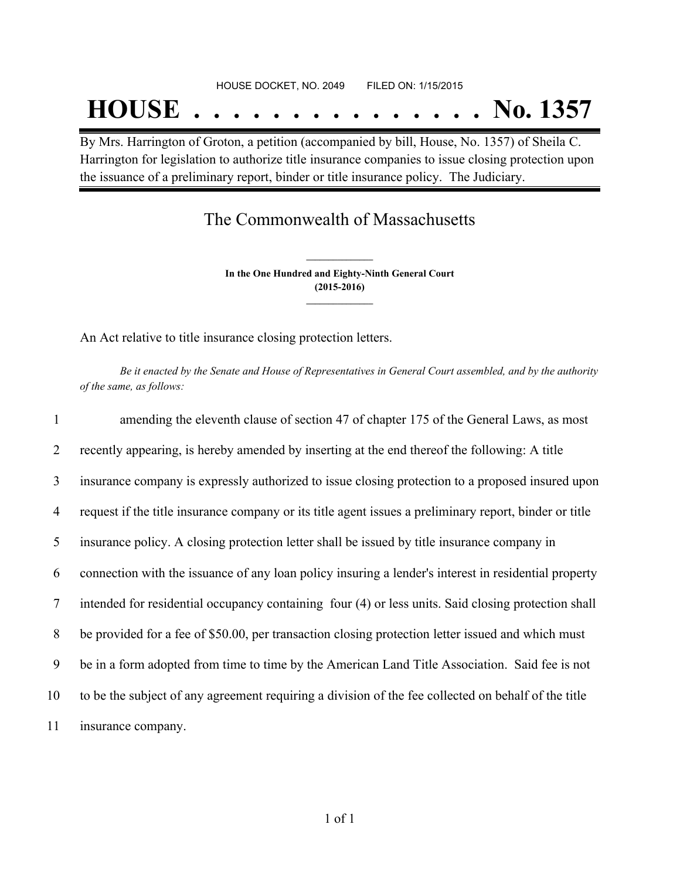HOUSE DOCKET, NO. 2049 FILED ON: 1/15/2015

# HOUSE . . . . . . . . . . . . . . . No. 1357

By Mrs. Harrington of Groton, a petition (accompanied by bill, House, No. 1357) of Sheila C. Harrington for legislation to authorize title insurance companies to issue closing protection upon the issuance of a preliminary report, binder or title insurance policy. The Judiciary.

## The Commonwealth of Massachusetts

**In the One Hundred and Eighty-Ninth General Court**
**(2015-2016)**

An Act relative to title insurance closing protection letters.

*Be it enacted by the Senate and House of Representatives in General Court assembled, and by the authority of the same, as follows:*

1 amending the eleventh clause of section 47 of chapter 175 of the General Laws, as most
2 recently appearing, is hereby amended by inserting at the end thereof the following: A title
3 insurance company is expressly authorized to issue closing protection to a proposed insured upon
4 request if the title insurance company or its title agent issues a preliminary report, binder or title
5 insurance policy. A closing protection letter shall be issued by title insurance company in
6 connection with the issuance of any loan policy insuring a lender's interest in residential property
7 intended for residential occupancy containing four (4) or less units. Said closing protection shall
8 be provided for a fee of $50.00, per transaction closing protection letter issued and which must
9 be in a form adopted from time to time by the American Land Title Association. Said fee is not
10 to be the subject of any agreement requiring a division of the fee collected on behalf of the title
11 insurance company.